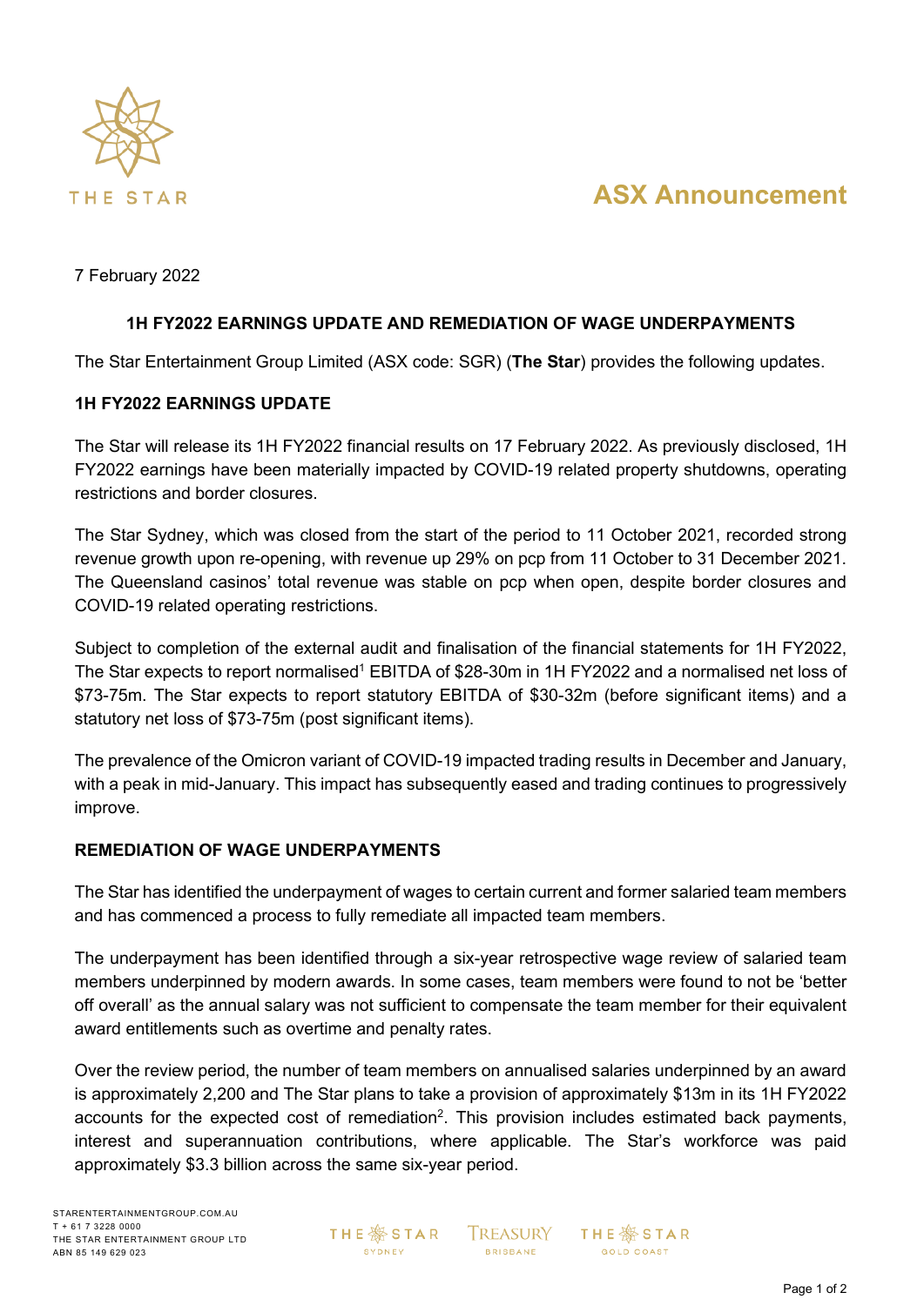# ASX Announcement

7 February 2022

## 1H FY2022 EARNINGS UPDATE AND REMEDIATION OF WAGE UNDERPAYMENTS

The Star Entertainment Group Limited (ASX code: SGR) (**The Star**) provides the following updates.

### 1H FY2022 EARNINGS UPDATE

The Star will release its 1H FY2022 financial results on 17 February 2022. As previously disclosed, 1H FY2022 earnings have been materially impacted by COVID-19 related property shutdowns, operating restrictions and border closures.

The Star Sydney, which was closed from the start of the period to 11 October 2021, recorded strong revenue growth upon re-opening, with revenue up 29% on pcp from 11 October to 31 December 2021. The Queensland casinos' total revenue was stable on pcp when open, despite border closures and COVID-19 related operating restrictions.

Subject to completion of the external audit and finalisation of the financial statements for 1H FY2022, The Star expects to report normalised[1] EBITDA of $28-30m in 1H FY2022 and a normalised net loss of $73-75m. The Star expects to report statutory EBITDA of $30-32m (before significant items) and a statutory net loss of $73-75m (post significant items).

The prevalence of the Omicron variant of COVID-19 impacted trading results in December and January, with a peak in mid-January. This impact has subsequently eased and trading continues to progressively improve.

### REMEDIATION OF WAGE UNDERPAYMENTS

The Star has identified the underpayment of wages to certain current and former salaried team members and has commenced a process to fully remediate all impacted team members.

The underpayment has been identified through a six-year retrospective wage review of salaried team members underpinned by modern awards. In some cases, team members were found to not be 'better off overall' as the annual salary was not sufficient to compensate the team member for their equivalent award entitlements such as overtime and penalty rates.

Over the review period, the number of team members on annualised salaries underpinned by an award is approximately 2,200 and The Star plans to take a provision of approximately $13m in its 1H FY2022 accounts for the expected cost of remediation[2]. This provision includes estimated back payments, interest and superannuation contributions, where applicable. The Star's workforce was paid approximately $3.3 billion across the same six-year period.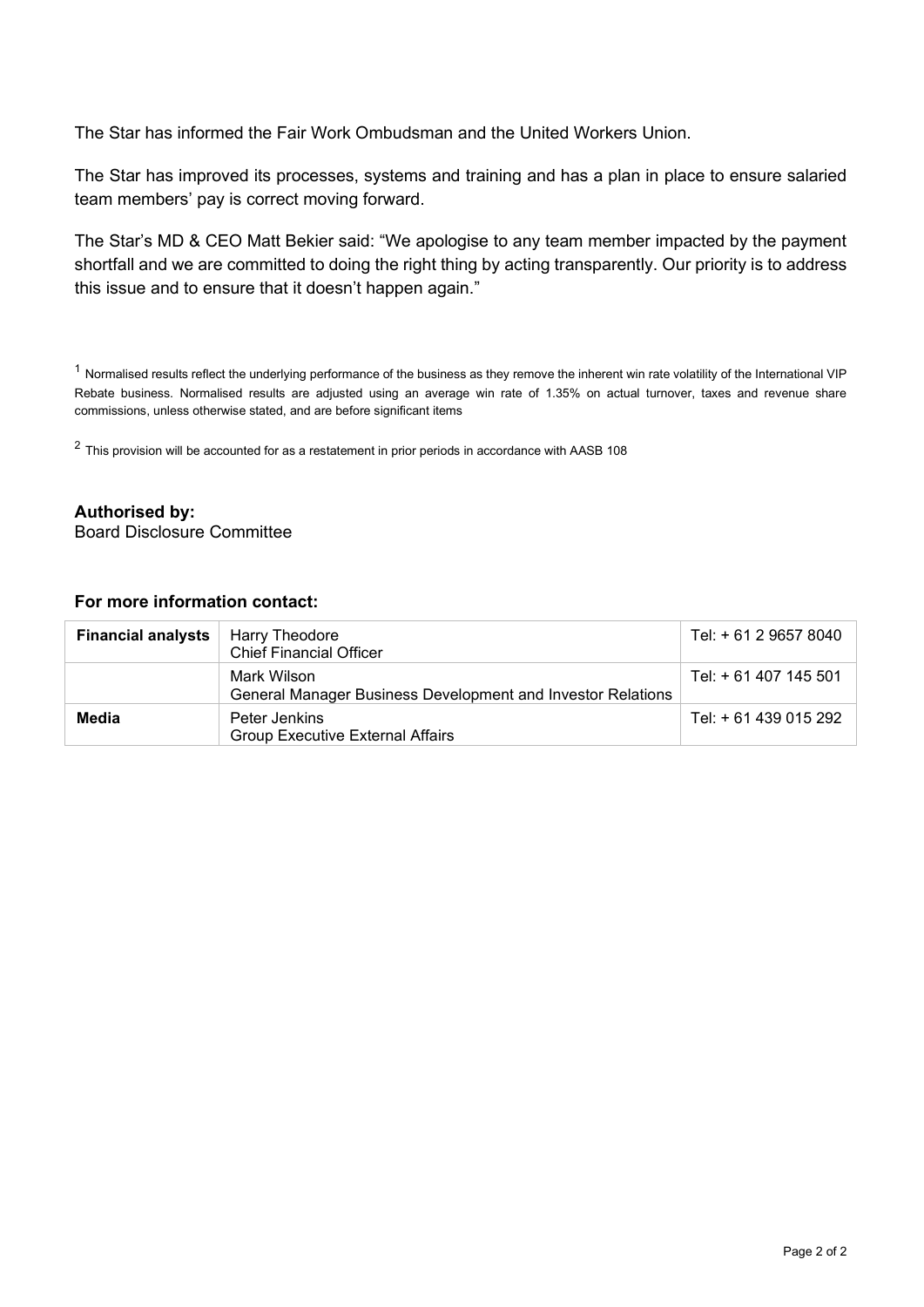The Star has informed the Fair Work Ombudsman and the United Workers Union.

The Star has improved its processes, systems and training and has a plan in place to ensure salaried team members' pay is correct moving forward.

The Star's MD & CEO Matt Bekier said: "We apologise to any team member impacted by the payment shortfall and we are committed to doing the right thing by acting transparently. Our priority is to address this issue and to ensure that it doesn't happen again."

[1] Normalised results reflect the underlying performance of the business as they remove the inherent win rate volatility of the International VIP Rebate business. Normalised results are adjusted using an average win rate of 1.35% on actual turnover, taxes and revenue share commissions, unless otherwise stated, and are before significant items

[2] This provision will be accounted for as a restatement in prior periods in accordance with AASB 108

**Authorised by:**
Board Disclosure Committee

**For more information contact:**

| | | |
|---|---|---|
| **Financial analysts** | Harry Theodore<br>Chief Financial Officer | Tel: + 61 2 9657 8040 |
| | Mark Wilson<br>General Manager Business Development and Investor Relations | Tel: + 61 407 145 501 |
| **Media** | Peter Jenkins<br>Group Executive External Affairs | Tel: + 61 439 015 292 |